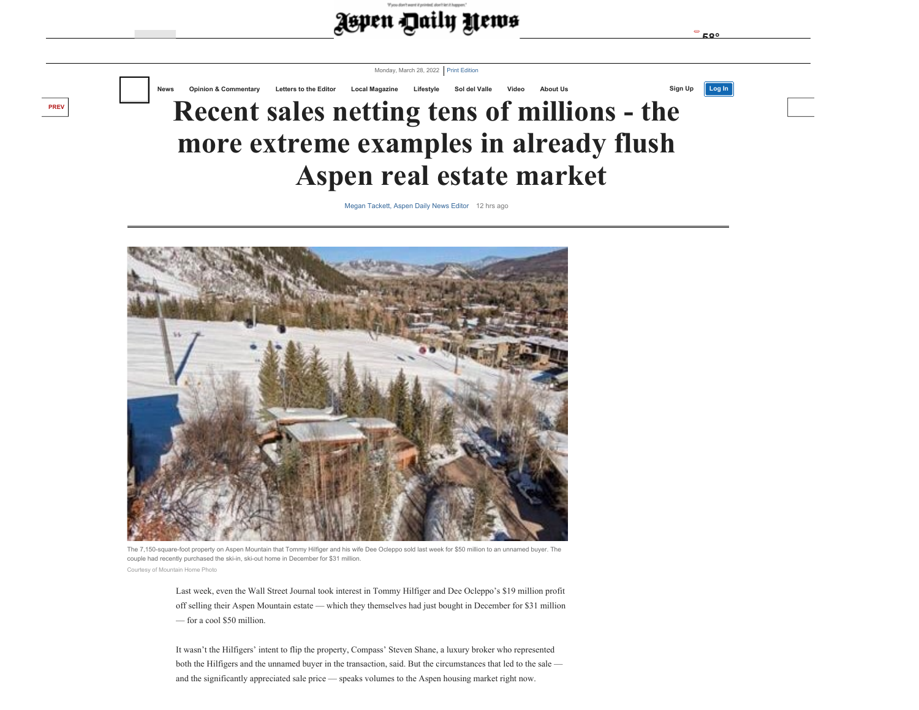# Recent sales netting tens of millions - the more extreme examples in already flush Aspen real estate market

Megan Tackett, Aspen Daily News Editor 12 hrs ago

The 7,150-square-foot property on Aspen Mountain that Tommy Hilfiger and his wife Dee Ocleppo sold last week for $50 million to an unnamed buyer. The couple had recently purchased the ski-in, ski-out home in December for $31 million.

Courtesy of Mountain Home Photo

Last week, even the Wall Street Journal took interest in Tommy Hilfiger and Dee Ocleppo's $19 million profit off selling their Aspen Mountain estate — which they themselves had just bought in December for $31 million — for a cool $50 million.

It wasn't the Hilfigers' intent to flip the property, Compass' Steven Shane, a luxury broker who represented both the Hilfigers and the unnamed buyer in the transaction, said. But the circumstances that led to the sale — and the significantly appreciated sale price — speaks volumes to the Aspen housing market right now.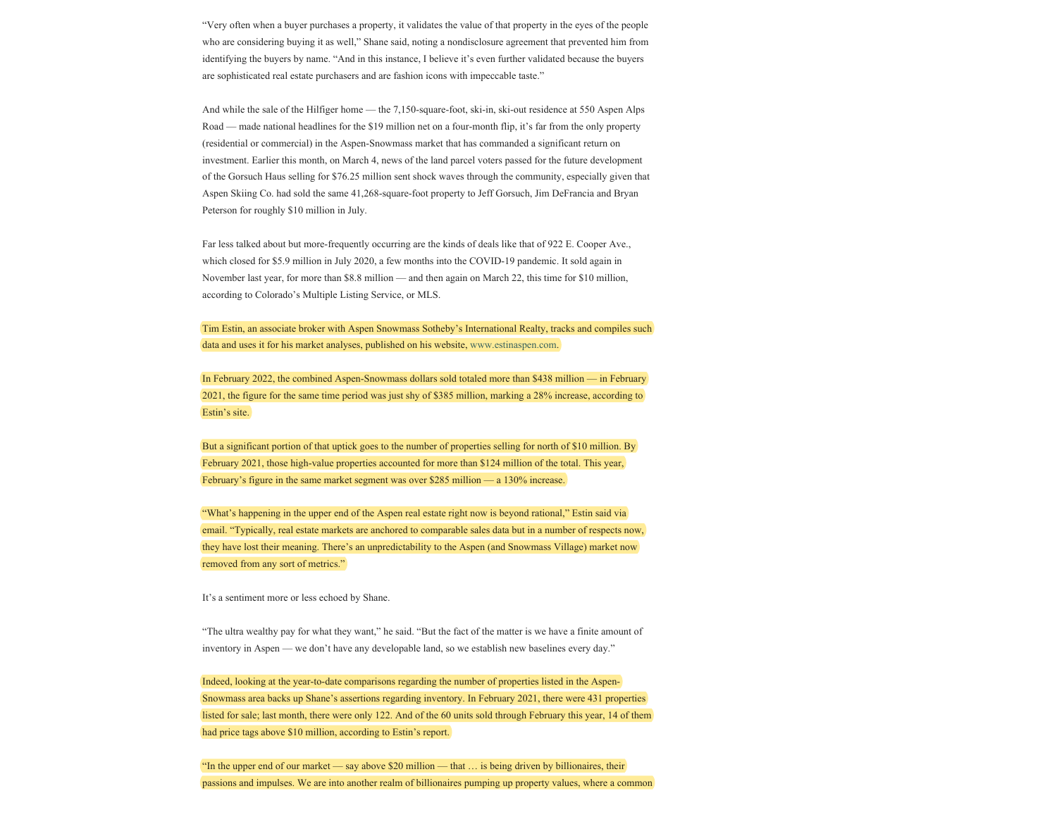"Very often when a buyer purchases a property, it validates the value of that property in the eyes of the people who are considering buying it as well," Shane said, noting a nondisclosure agreement that prevented him from identifying the buyers by name. "And in this instance, I believe it's even further validated because the buyers are sophisticated real estate purchasers and are fashion icons with impeccable taste."

And while the sale of the Hilfiger home — the 7,150-square-foot, ski-in, ski-out residence at 550 Aspen Alps Road — made national headlines for the $19 million net on a four-month flip, it's far from the only property (residential or commercial) in the Aspen-Snowmass market that has commanded a significant return on investment. Earlier this month, on March 4, news of the land parcel voters passed for the future development of the Gorsuch Haus selling for $76.25 million sent shock waves through the community, especially given that Aspen Skiing Co. had sold the same 41,268-square-foot property to Jeff Gorsuch, Jim DeFrancia and Bryan Peterson for roughly $10 million in July.

Far less talked about but more-frequently occurring are the kinds of deals like that of 922 E. Cooper Ave., which closed for $5.9 million in July 2020, a few months into the COVID-19 pandemic. It sold again in November last year, for more than $8.8 million — and then again on March 22, this time for $10 million, according to Colorado's Multiple Listing Service, or MLS.

Tim Estin, an associate broker with Aspen Snowmass Sotheby's International Realty, tracks and compiles such data and uses it for his market analyses, published on his website, www.estinaspen.com.

In February 2022, the combined Aspen-Snowmass dollars sold totaled more than $438 million — in February 2021, the figure for the same time period was just shy of $385 million, marking a 28% increase, according to Estin's site.

But a significant portion of that uptick goes to the number of properties selling for north of $10 million. By February 2021, those high-value properties accounted for more than $124 million of the total. This year, February's figure in the same market segment was over $285 million — a 130% increase.

"What's happening in the upper end of the Aspen real estate right now is beyond rational," Estin said via email. "Typically, real estate markets are anchored to comparable sales data but in a number of respects now, they have lost their meaning. There's an unpredictability to the Aspen (and Snowmass Village) market now removed from any sort of metrics."

It's a sentiment more or less echoed by Shane.

"The ultra wealthy pay for what they want," he said. "But the fact of the matter is we have a finite amount of inventory in Aspen — we don't have any developable land, so we establish new baselines every day."

Indeed, looking at the year-to-date comparisons regarding the number of properties listed in the Aspen-Snowmass area backs up Shane's assertions regarding inventory. In February 2021, there were 431 properties listed for sale; last month, there were only 122. And of the 60 units sold through February this year, 14 of them had price tags above $10 million, according to Estin's report.

"In the upper end of our market — say above $20 million — that … is being driven by billionaires, their passions and impulses. We are into another realm of billionaires pumping up property values, where a common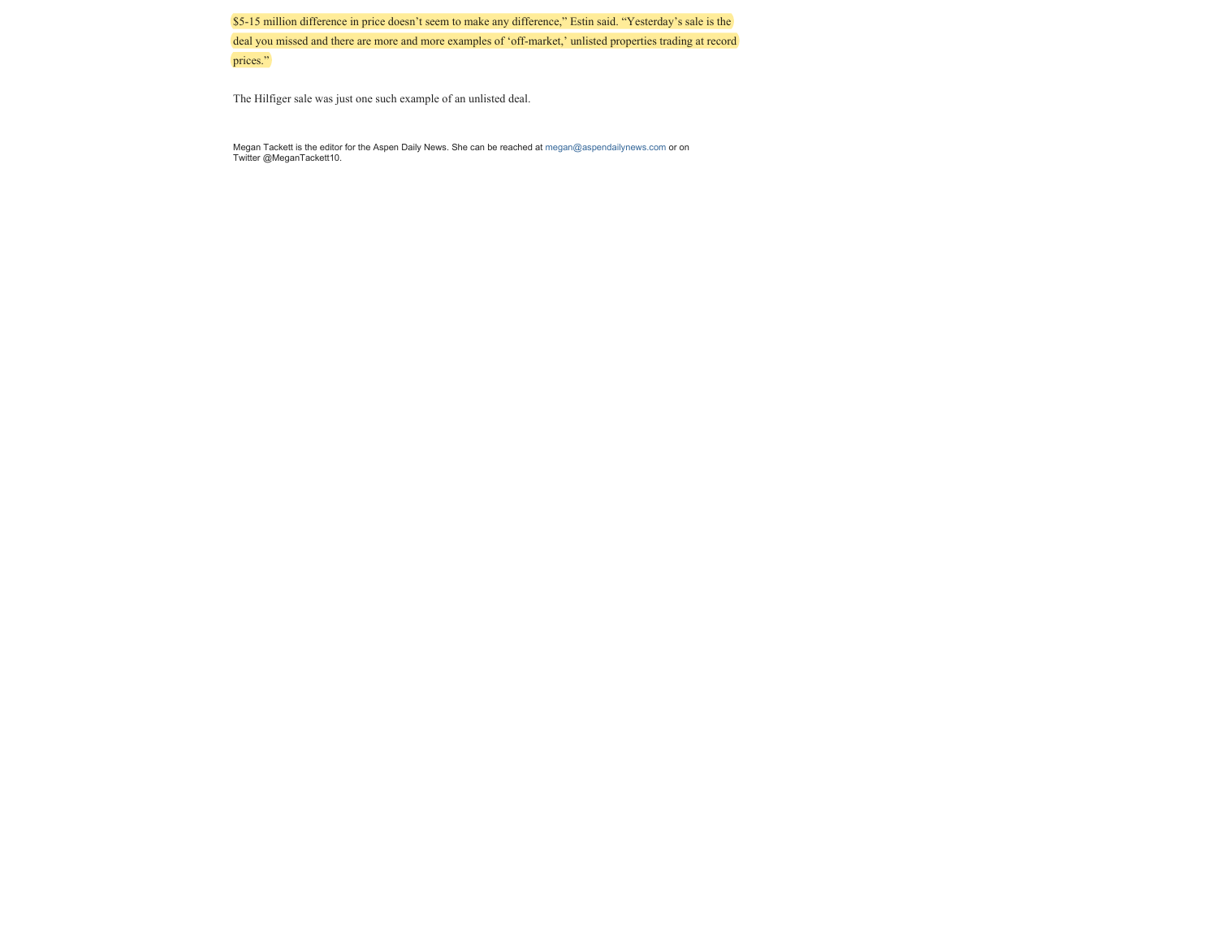$5-15 million difference in price doesn't seem to make any difference," Estin said. "Yesterday's sale is the deal you missed and there are more and more examples of 'off-market,' unlisted properties trading at record prices."

The Hilfiger sale was just one such example of an unlisted deal.

Megan Tackett is the editor for the Aspen Daily News. She can be reached at megan@aspendailynews.com or on Twitter @MeganTackett10.